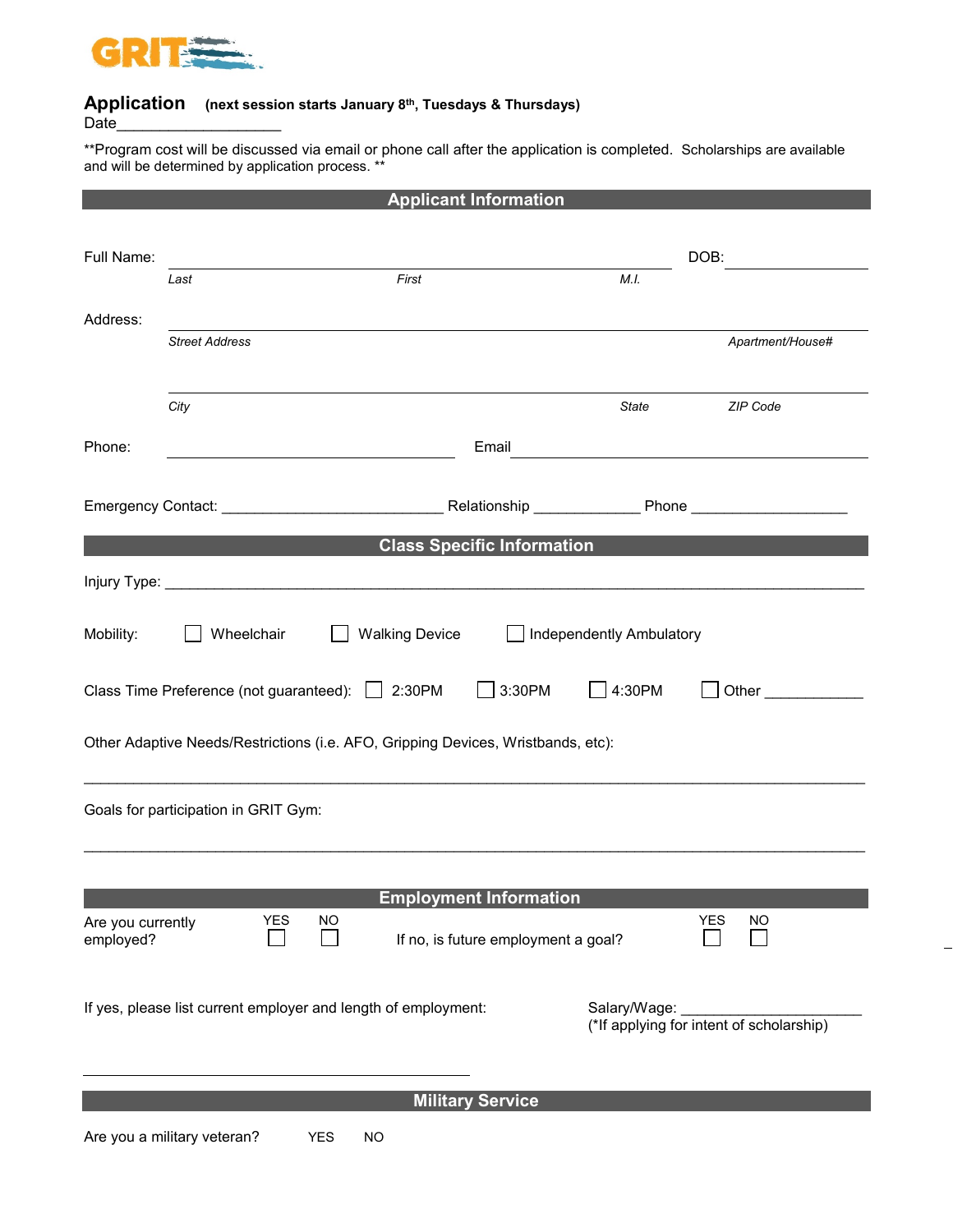GRIT

## Application (next session starts January 8th, Tuesdays & Thursdays)

Date____________________

**Program cost will be discussed via email or phone call after the application is completed. Scholarships are available and will be determined by application process. **

## Applicant Information

Full Name: ______________________________________________ DOB: ______________

*Last* *First* *M.I.*

Address: ______________________________________________________________

*Street Address* *Apartment/House#*

______________________________________________________________

*City* *State* *ZIP Code*

Phone: ____________________________ Email ____________________________________

Emergency Contact: ___________________________ Relationship _____________ Phone ___________________

## Class Specific Information

Injury Type: ______________________________________________________________________________________

Mobility: ☐ Wheelchair ☐ Walking Device ☐ Independently Ambulatory

Class Time Preference (not guaranteed): ☐ 2:30PM ☐ 3:30PM ☐ 4:30PM ☐ Other ____________

Other Adaptive Needs/Restrictions (i.e. AFO, Gripping Devices, Wristbands, etc):

______________________________________________________________________________________________

Goals for participation in GRIT Gym:

______________________________________________________________________________________________

## Employment Information

Are you currently employed? YES ☐ NO ☐

If no, is future employment a goal? YES ☐ NO ☐

If yes, please list current employer and length of employment:

Salary/Wage: ______________________
(*If applying for intent of scholarship)

________________________________________________

## Military Service

Are you a military veteran? YES NO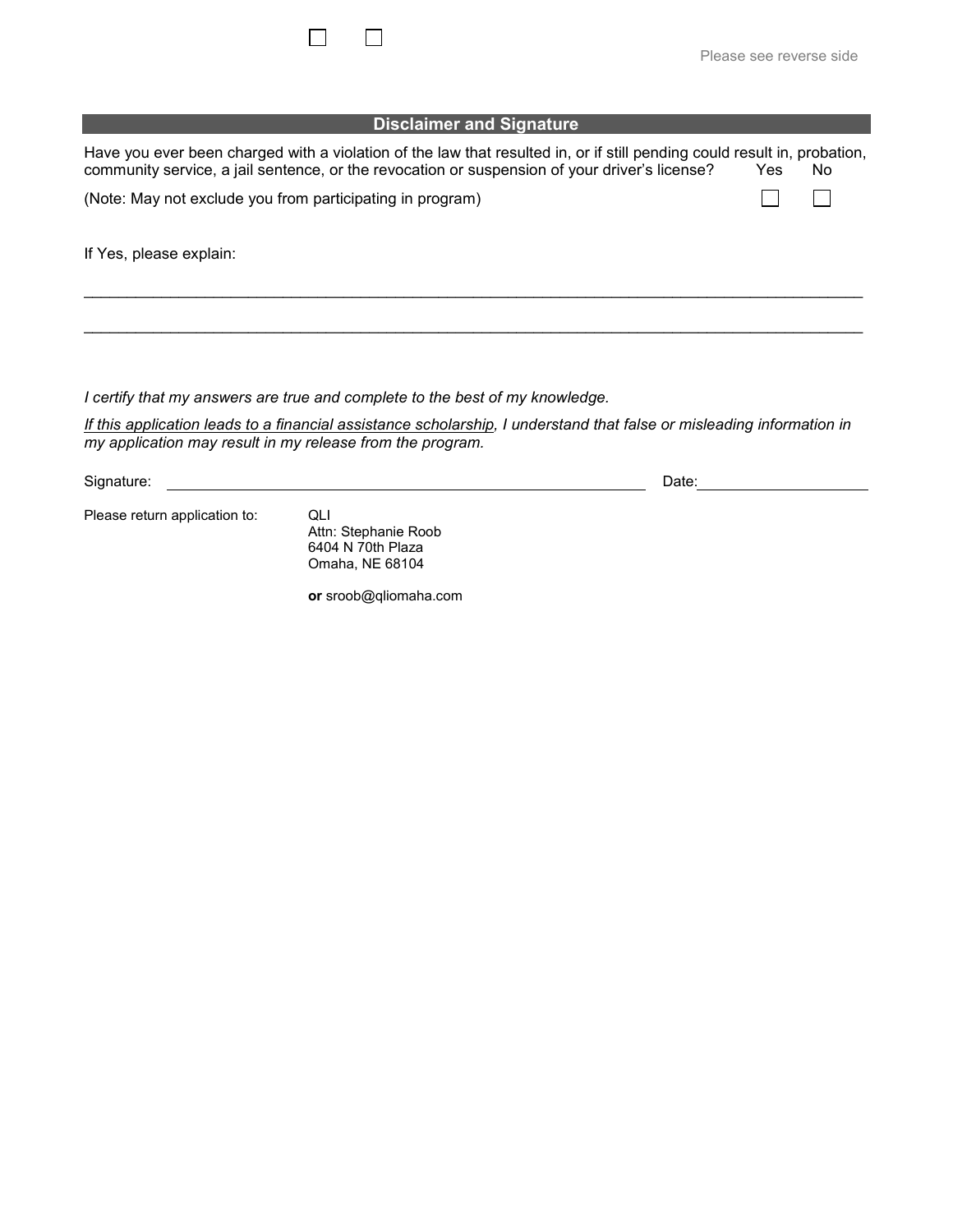☐ ☐

Please see reverse side

## Disclaimer and Signature

Have you ever been charged with a violation of the law that resulted in, or if still pending could result in, probation, community service, a jail sentence, or the revocation or suspension of your driver's license? Yes ☐ No ☐

(Note: May not exclude you from participating in program)

If Yes, please explain:

______________________________________________________________________________________

______________________________________________________________________________________

*I certify that my answers are true and complete to the best of my knowledge.*

*If this application leads to a financial assistance scholarship, I understand that false or misleading information in my application may result in my release from the program.*

Signature: ______________________________________________ Date: __________________

Please return application to:

QLI
Attn: Stephanie Roob
6404 N 70th Plaza
Omaha, NE 68104

**or** sroob@qliomaha.com